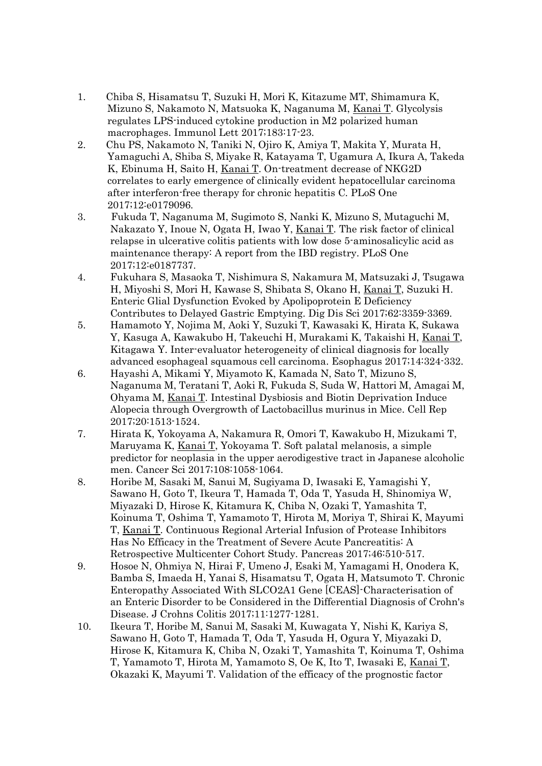1. Chiba S, Hisamatsu T, Suzuki H, Mori K, Kitazume MT, Shimamura K, Mizuno S, Nakamoto N, Matsuoka K, Naganuma M, Kanai T. Glycolysis regulates LPS-induced cytokine production in M2 polarized human macrophages. Immunol Lett 2017;183:17-23.
2. Chu PS, Nakamoto N, Taniki N, Ojiro K, Amiya T, Makita Y, Murata H, Yamaguchi A, Shiba S, Miyake R, Katayama T, Ugamura A, Ikura A, Takeda K, Ebinuma H, Saito H, Kanai T. On-treatment decrease of NKG2D correlates to early emergence of clinically evident hepatocellular carcinoma after interferon-free therapy for chronic hepatitis C. PLoS One 2017;12:e0179096.
3. Fukuda T, Naganuma M, Sugimoto S, Nanki K, Mizuno S, Mutaguchi M, Nakazato Y, Inoue N, Ogata H, Iwao Y, Kanai T. The risk factor of clinical relapse in ulcerative colitis patients with low dose 5-aminosalicylic acid as maintenance therapy: A report from the IBD registry. PLoS One 2017;12:e0187737.
4. Fukuhara S, Masaoka T, Nishimura S, Nakamura M, Matsuzaki J, Tsugawa H, Miyoshi S, Mori H, Kawase S, Shibata S, Okano H, Kanai T, Suzuki H. Enteric Glial Dysfunction Evoked by Apolipoprotein E Deficiency Contributes to Delayed Gastric Emptying. Dig Dis Sci 2017;62:3359-3369.
5. Hamamoto Y, Nojima M, Aoki Y, Suzuki T, Kawasaki K, Hirata K, Sukawa Y, Kasuga A, Kawakubo H, Takeuchi H, Murakami K, Takaishi H, Kanai T, Kitagawa Y. Inter-evaluator heterogeneity of clinical diagnosis for locally advanced esophageal squamous cell carcinoma. Esophagus 2017;14:324-332.
6. Hayashi A, Mikami Y, Miyamoto K, Kamada N, Sato T, Mizuno S, Naganuma M, Teratani T, Aoki R, Fukuda S, Suda W, Hattori M, Amagai M, Ohyama M, Kanai T. Intestinal Dysbiosis and Biotin Deprivation Induce Alopecia through Overgrowth of Lactobacillus murinus in Mice. Cell Rep 2017;20:1513-1524.
7. Hirata K, Yokoyama A, Nakamura R, Omori T, Kawakubo H, Mizukami T, Maruyama K, Kanai T, Yokoyama T. Soft palatal melanosis, a simple predictor for neoplasia in the upper aerodigestive tract in Japanese alcoholic men. Cancer Sci 2017;108:1058-1064.
8. Horibe M, Sasaki M, Sanui M, Sugiyama D, Iwasaki E, Yamagishi Y, Sawano H, Goto T, Ikeura T, Hamada T, Oda T, Yasuda H, Shinomiya W, Miyazaki D, Hirose K, Kitamura K, Chiba N, Ozaki T, Yamashita T, Koinuma T, Oshima T, Yamamoto T, Hirota M, Moriya T, Shirai K, Mayumi T, Kanai T. Continuous Regional Arterial Infusion of Protease Inhibitors Has No Efficacy in the Treatment of Severe Acute Pancreatitis: A Retrospective Multicenter Cohort Study. Pancreas 2017;46:510-517.
9. Hosoe N, Ohmiya N, Hirai F, Umeno J, Esaki M, Yamagami H, Onodera K, Bamba S, Imaeda H, Yanai S, Hisamatsu T, Ogata H, Matsumoto T. Chronic Enteropathy Associated With SLCO2A1 Gene [CEAS]-Characterisation of an Enteric Disorder to be Considered in the Differential Diagnosis of Crohn's Disease. J Crohns Colitis 2017;11:1277-1281.
10. Ikeura T, Horibe M, Sanui M, Sasaki M, Kuwagata Y, Nishi K, Kariya S, Sawano H, Goto T, Hamada T, Oda T, Yasuda H, Ogura Y, Miyazaki D, Hirose K, Kitamura K, Chiba N, Ozaki T, Yamashita T, Koinuma T, Oshima T, Yamamoto T, Hirota M, Yamamoto S, Oe K, Ito T, Iwasaki E, Kanai T, Okazaki K, Mayumi T. Validation of the efficacy of the prognostic factor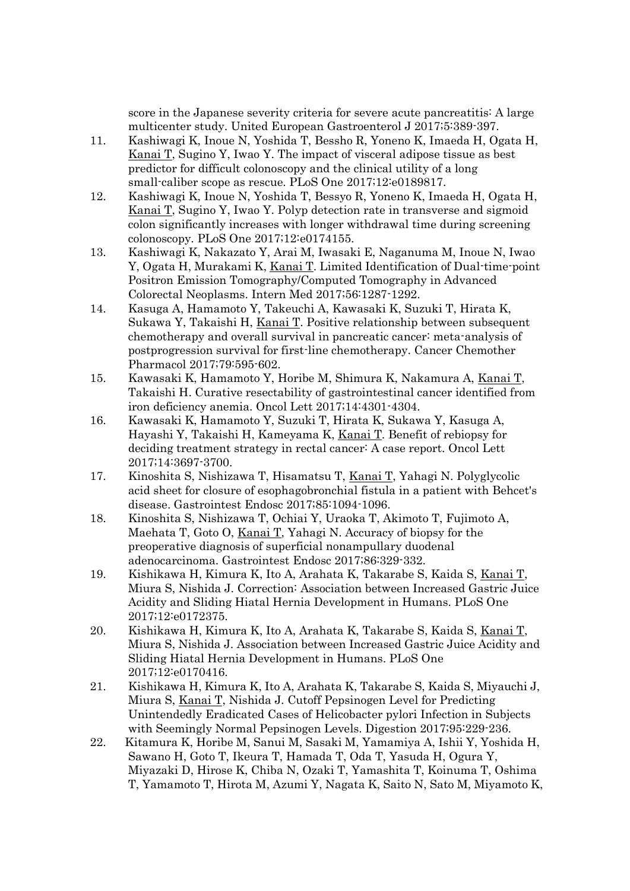score in the Japanese severity criteria for severe acute pancreatitis: A large multicenter study. United European Gastroenterol J 2017;5:389-397.

11. Kashiwagi K, Inoue N, Yoshida T, Bessho R, Yoneno K, Imaeda H, Ogata H, Kanai T, Sugino Y, Iwao Y. The impact of visceral adipose tissue as best predictor for difficult colonoscopy and the clinical utility of a long small-caliber scope as rescue. PLoS One 2017;12:e0189817.
12. Kashiwagi K, Inoue N, Yoshida T, Bessyo R, Yoneno K, Imaeda H, Ogata H, Kanai T, Sugino Y, Iwao Y. Polyp detection rate in transverse and sigmoid colon significantly increases with longer withdrawal time during screening colonoscopy. PLoS One 2017;12:e0174155.
13. Kashiwagi K, Nakazato Y, Arai M, Iwasaki E, Naganuma M, Inoue N, Iwao Y, Ogata H, Murakami K, Kanai T. Limited Identification of Dual-time-point Positron Emission Tomography/Computed Tomography in Advanced Colorectal Neoplasms. Intern Med 2017;56:1287-1292.
14. Kasuga A, Hamamoto Y, Takeuchi A, Kawasaki K, Suzuki T, Hirata K, Sukawa Y, Takaishi H, Kanai T. Positive relationship between subsequent chemotherapy and overall survival in pancreatic cancer: meta-analysis of postprogression survival for first-line chemotherapy. Cancer Chemother Pharmacol 2017;79:595-602.
15. Kawasaki K, Hamamoto Y, Horibe M, Shimura K, Nakamura A, Kanai T, Takaishi H. Curative resectability of gastrointestinal cancer identified from iron deficiency anemia. Oncol Lett 2017;14:4301-4304.
16. Kawasaki K, Hamamoto Y, Suzuki T, Hirata K, Sukawa Y, Kasuga A, Hayashi Y, Takaishi H, Kameyama K, Kanai T. Benefit of rebiopsy for deciding treatment strategy in rectal cancer: A case report. Oncol Lett 2017;14:3697-3700.
17. Kinoshita S, Nishizawa T, Hisamatsu T, Kanai T, Yahagi N. Polyglycolic acid sheet for closure of esophagobronchial fistula in a patient with Behcet's disease. Gastrointest Endosc 2017;85:1094-1096.
18. Kinoshita S, Nishizawa T, Ochiai Y, Uraoka T, Akimoto T, Fujimoto A, Maehata T, Goto O, Kanai T, Yahagi N. Accuracy of biopsy for the preoperative diagnosis of superficial nonampullary duodenal adenocarcinoma. Gastrointest Endosc 2017;86:329-332.
19. Kishikawa H, Kimura K, Ito A, Arahata K, Takarabe S, Kaida S, Kanai T, Miura S, Nishida J. Correction: Association between Increased Gastric Juice Acidity and Sliding Hiatal Hernia Development in Humans. PLoS One 2017;12:e0172375.
20. Kishikawa H, Kimura K, Ito A, Arahata K, Takarabe S, Kaida S, Kanai T, Miura S, Nishida J. Association between Increased Gastric Juice Acidity and Sliding Hiatal Hernia Development in Humans. PLoS One 2017;12:e0170416.
21. Kishikawa H, Kimura K, Ito A, Arahata K, Takarabe S, Kaida S, Miyauchi J, Miura S, Kanai T, Nishida J. Cutoff Pepsinogen Level for Predicting Unintendedly Eradicated Cases of Helicobacter pylori Infection in Subjects with Seemingly Normal Pepsinogen Levels. Digestion 2017;95:229-236.
22. Kitamura K, Horibe M, Sanui M, Sasaki M, Yamamiya A, Ishii Y, Yoshida H, Sawano H, Goto T, Ikeura T, Hamada T, Oda T, Yasuda H, Ogura Y, Miyazaki D, Hirose K, Chiba N, Ozaki T, Yamashita T, Koinuma T, Oshima T, Yamamoto T, Hirota M, Azumi Y, Nagata K, Saito N, Sato M, Miyamoto K,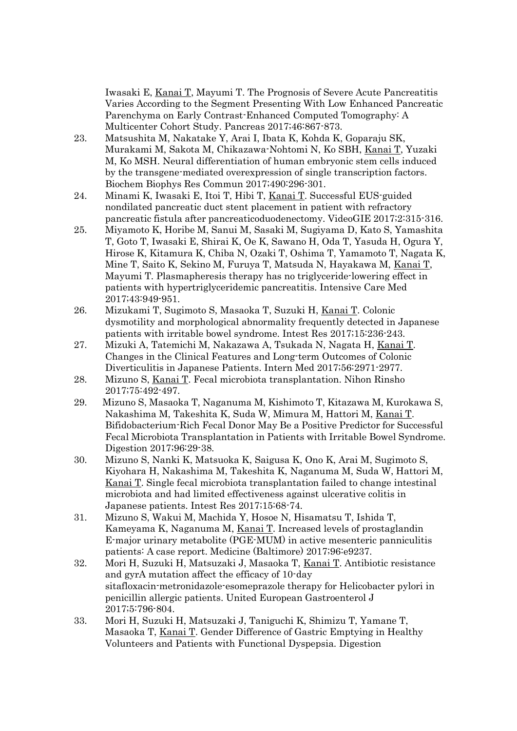Iwasaki E, <u>Kanai T</u>, Mayumi T. The Prognosis of Severe Acute Pancreatitis Varies According to the Segment Presenting With Low Enhanced Pancreatic Parenchyma on Early Contrast-Enhanced Computed Tomography: A Multicenter Cohort Study. Pancreas 2017;46:867-873.

23. Matsushita M, Nakatake Y, Arai I, Ibata K, Kohda K, Goparaju SK, Murakami M, Sakota M, Chikazawa-Nohtomi N, Ko SBH, <u>Kanai T</u>, Yuzaki M, Ko MSH. Neural differentiation of human embryonic stem cells induced by the transgene-mediated overexpression of single transcription factors. Biochem Biophys Res Commun 2017;490:296-301.
24. Minami K, Iwasaki E, Itoi T, Hibi T, <u>Kanai T</u>. Successful EUS-guided nondilated pancreatic duct stent placement in patient with refractory pancreatic fistula after pancreaticoduodenectomy. VideoGIE 2017;2:315-316.
25. Miyamoto K, Horibe M, Sanui M, Sasaki M, Sugiyama D, Kato S, Yamashita T, Goto T, Iwasaki E, Shirai K, Oe K, Sawano H, Oda T, Yasuda H, Ogura Y, Hirose K, Kitamura K, Chiba N, Ozaki T, Oshima T, Yamamoto T, Nagata K, Mine T, Saito K, Sekino M, Furuya T, Matsuda N, Hayakawa M, <u>Kanai T</u>, Mayumi T. Plasmapheresis therapy has no triglyceride-lowering effect in patients with hypertriglyceridemic pancreatitis. Intensive Care Med 2017;43:949-951.
26. Mizukami T, Sugimoto S, Masaoka T, Suzuki H, <u>Kanai T</u>. Colonic dysmotility and morphological abnormality frequently detected in Japanese patients with irritable bowel syndrome. Intest Res 2017;15:236-243.
27. Mizuki A, Tatemichi M, Nakazawa A, Tsukada N, Nagata H, <u>Kanai T</u>. Changes in the Clinical Features and Long-term Outcomes of Colonic Diverticulitis in Japanese Patients. Intern Med 2017;56:2971-2977.
28. Mizuno S, <u>Kanai T</u>. Fecal microbiota transplantation. Nihon Rinsho 2017;75:492-497.
29. Mizuno S, Masaoka T, Naganuma M, Kishimoto T, Kitazawa M, Kurokawa S, Nakashima M, Takeshita K, Suda W, Mimura M, Hattori M, <u>Kanai T</u>. Bifidobacterium-Rich Fecal Donor May Be a Positive Predictor for Successful Fecal Microbiota Transplantation in Patients with Irritable Bowel Syndrome. Digestion 2017;96:29-38.
30. Mizuno S, Nanki K, Matsuoka K, Saigusa K, Ono K, Arai M, Sugimoto S, Kiyohara H, Nakashima M, Takeshita K, Naganuma M, Suda W, Hattori M, <u>Kanai T</u>. Single fecal microbiota transplantation failed to change intestinal microbiota and had limited effectiveness against ulcerative colitis in Japanese patients. Intest Res 2017;15:68-74.
31. Mizuno S, Wakui M, Machida Y, Hosoe N, Hisamatsu T, Ishida T, Kameyama K, Naganuma M, <u>Kanai T</u>. Increased levels of prostaglandin E-major urinary metabolite (PGE-MUM) in active mesenteric panniculitis patients: A case report. Medicine (Baltimore) 2017;96:e9237.
32. Mori H, Suzuki H, Matsuzaki J, Masaoka T, <u>Kanai T</u>. Antibiotic resistance and gyrA mutation affect the efficacy of 10-day sitafloxacin-metronidazole-esomeprazole therapy for Helicobacter pylori in penicillin allergic patients. United European Gastroenterol J 2017;5:796-804.
33. Mori H, Suzuki H, Matsuzaki J, Taniguchi K, Shimizu T, Yamane T, Masaoka T, <u>Kanai T</u>. Gender Difference of Gastric Emptying in Healthy Volunteers and Patients with Functional Dyspepsia. Digestion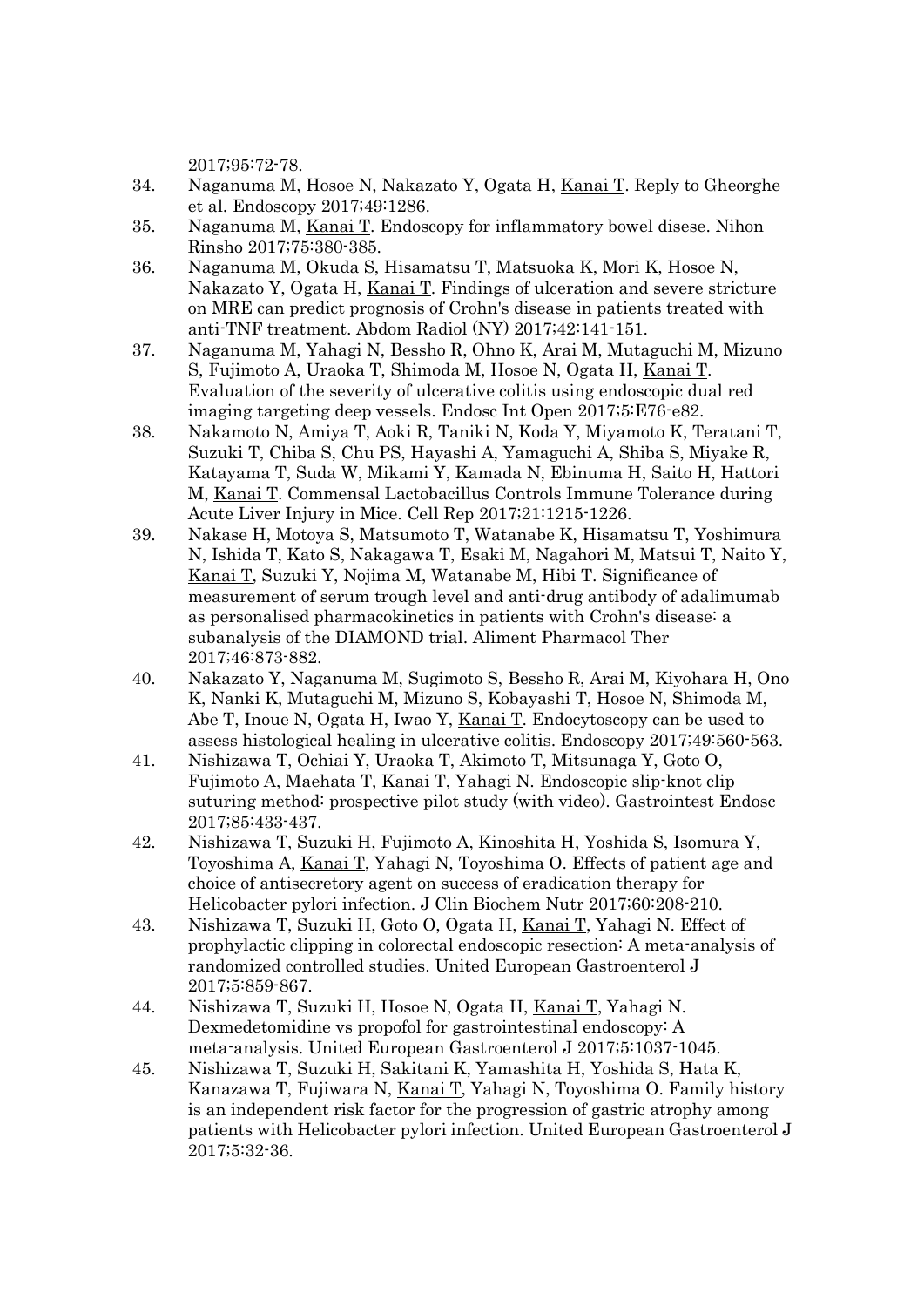2017;95:72-78.

34. Naganuma M, Hosoe N, Nakazato Y, Ogata H, Kanai T. Reply to Gheorghe et al. Endoscopy 2017;49:1286.
35. Naganuma M, Kanai T. Endoscopy for inflammatory bowel disese. Nihon Rinsho 2017;75:380-385.
36. Naganuma M, Okuda S, Hisamatsu T, Matsuoka K, Mori K, Hosoe N, Nakazato Y, Ogata H, Kanai T. Findings of ulceration and severe stricture on MRE can predict prognosis of Crohn's disease in patients treated with anti-TNF treatment. Abdom Radiol (NY) 2017;42:141-151.
37. Naganuma M, Yahagi N, Bessho R, Ohno K, Arai M, Mutaguchi M, Mizuno S, Fujimoto A, Uraoka T, Shimoda M, Hosoe N, Ogata H, Kanai T. Evaluation of the severity of ulcerative colitis using endoscopic dual red imaging targeting deep vessels. Endosc Int Open 2017;5:E76-e82.
38. Nakamoto N, Amiya T, Aoki R, Taniki N, Koda Y, Miyamoto K, Teratani T, Suzuki T, Chiba S, Chu PS, Hayashi A, Yamaguchi A, Shiba S, Miyake R, Katayama T, Suda W, Mikami Y, Kamada N, Ebinuma H, Saito H, Hattori M, Kanai T. Commensal Lactobacillus Controls Immune Tolerance during Acute Liver Injury in Mice. Cell Rep 2017;21:1215-1226.
39. Nakase H, Motoya S, Matsumoto T, Watanabe K, Hisamatsu T, Yoshimura N, Ishida T, Kato S, Nakagawa T, Esaki M, Nagahori M, Matsui T, Naito Y, Kanai T, Suzuki Y, Nojima M, Watanabe M, Hibi T. Significance of measurement of serum trough level and anti-drug antibody of adalimumab as personalised pharmacokinetics in patients with Crohn's disease: a subanalysis of the DIAMOND trial. Aliment Pharmacol Ther 2017;46:873-882.
40. Nakazato Y, Naganuma M, Sugimoto S, Bessho R, Arai M, Kiyohara H, Ono K, Nanki K, Mutaguchi M, Mizuno S, Kobayashi T, Hosoe N, Shimoda M, Abe T, Inoue N, Ogata H, Iwao Y, Kanai T. Endocytoscopy can be used to assess histological healing in ulcerative colitis. Endoscopy 2017;49:560-563.
41. Nishizawa T, Ochiai Y, Uraoka T, Akimoto T, Mitsunaga Y, Goto O, Fujimoto A, Maehata T, Kanai T, Yahagi N. Endoscopic slip-knot clip suturing method: prospective pilot study (with video). Gastrointest Endosc 2017;85:433-437.
42. Nishizawa T, Suzuki H, Fujimoto A, Kinoshita H, Yoshida S, Isomura Y, Toyoshima A, Kanai T, Yahagi N, Toyoshima O. Effects of patient age and choice of antisecretory agent on success of eradication therapy for Helicobacter pylori infection. J Clin Biochem Nutr 2017;60:208-210.
43. Nishizawa T, Suzuki H, Goto O, Ogata H, Kanai T, Yahagi N. Effect of prophylactic clipping in colorectal endoscopic resection: A meta-analysis of randomized controlled studies. United European Gastroenterol J 2017;5:859-867.
44. Nishizawa T, Suzuki H, Hosoe N, Ogata H, Kanai T, Yahagi N. Dexmedetomidine vs propofol for gastrointestinal endoscopy: A meta-analysis. United European Gastroenterol J 2017;5:1037-1045.
45. Nishizawa T, Suzuki H, Sakitani K, Yamashita H, Yoshida S, Hata K, Kanazawa T, Fujiwara N, Kanai T, Yahagi N, Toyoshima O. Family history is an independent risk factor for the progression of gastric atrophy among patients with Helicobacter pylori infection. United European Gastroenterol J 2017;5:32-36.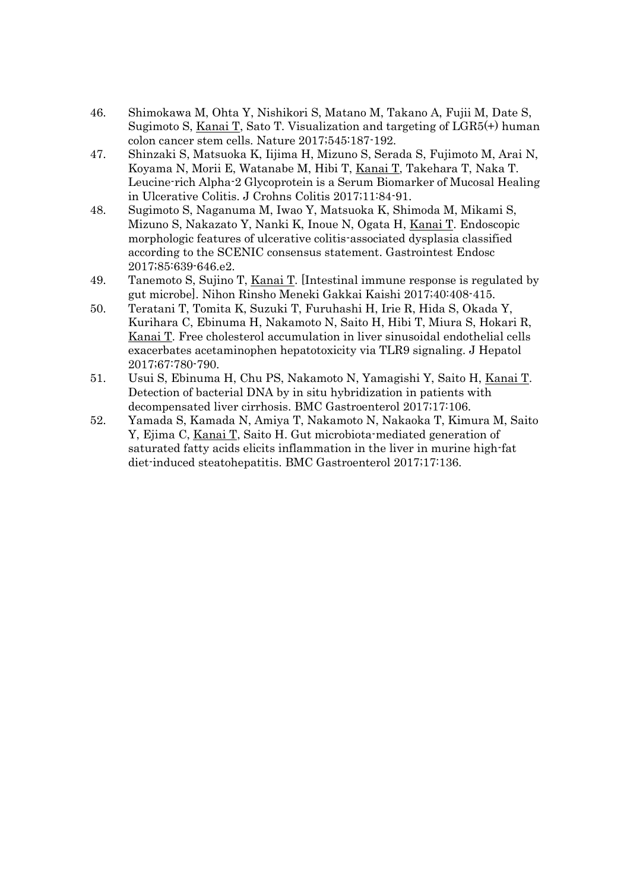46. Shimokawa M, Ohta Y, Nishikori S, Matano M, Takano A, Fujii M, Date S, Sugimoto S, Kanai T, Sato T. Visualization and targeting of LGR5(+) human colon cancer stem cells. Nature 2017;545:187-192.
47. Shinzaki S, Matsuoka K, Iijima H, Mizuno S, Serada S, Fujimoto M, Arai N, Koyama N, Morii E, Watanabe M, Hibi T, Kanai T, Takehara T, Naka T. Leucine-rich Alpha-2 Glycoprotein is a Serum Biomarker of Mucosal Healing in Ulcerative Colitis. J Crohns Colitis 2017;11:84-91.
48. Sugimoto S, Naganuma M, Iwao Y, Matsuoka K, Shimoda M, Mikami S, Mizuno S, Nakazato Y, Nanki K, Inoue N, Ogata H, Kanai T. Endoscopic morphologic features of ulcerative colitis-associated dysplasia classified according to the SCENIC consensus statement. Gastrointest Endosc 2017;85:639-646.e2.
49. Tanemoto S, Sujino T, Kanai T. [Intestinal immune response is regulated by gut microbe]. Nihon Rinsho Meneki Gakkai Kaishi 2017;40:408-415.
50. Teratani T, Tomita K, Suzuki T, Furuhashi H, Irie R, Hida S, Okada Y, Kurihara C, Ebinuma H, Nakamoto N, Saito H, Hibi T, Miura S, Hokari R, Kanai T. Free cholesterol accumulation in liver sinusoidal endothelial cells exacerbates acetaminophen hepatotoxicity via TLR9 signaling. J Hepatol 2017;67:780-790.
51. Usui S, Ebinuma H, Chu PS, Nakamoto N, Yamagishi Y, Saito H, Kanai T. Detection of bacterial DNA by in situ hybridization in patients with decompensated liver cirrhosis. BMC Gastroenterol 2017;17:106.
52. Yamada S, Kamada N, Amiya T, Nakamoto N, Nakaoka T, Kimura M, Saito Y, Ejima C, Kanai T, Saito H. Gut microbiota-mediated generation of saturated fatty acids elicits inflammation in the liver in murine high-fat diet-induced steatohepatitis. BMC Gastroenterol 2017;17:136.